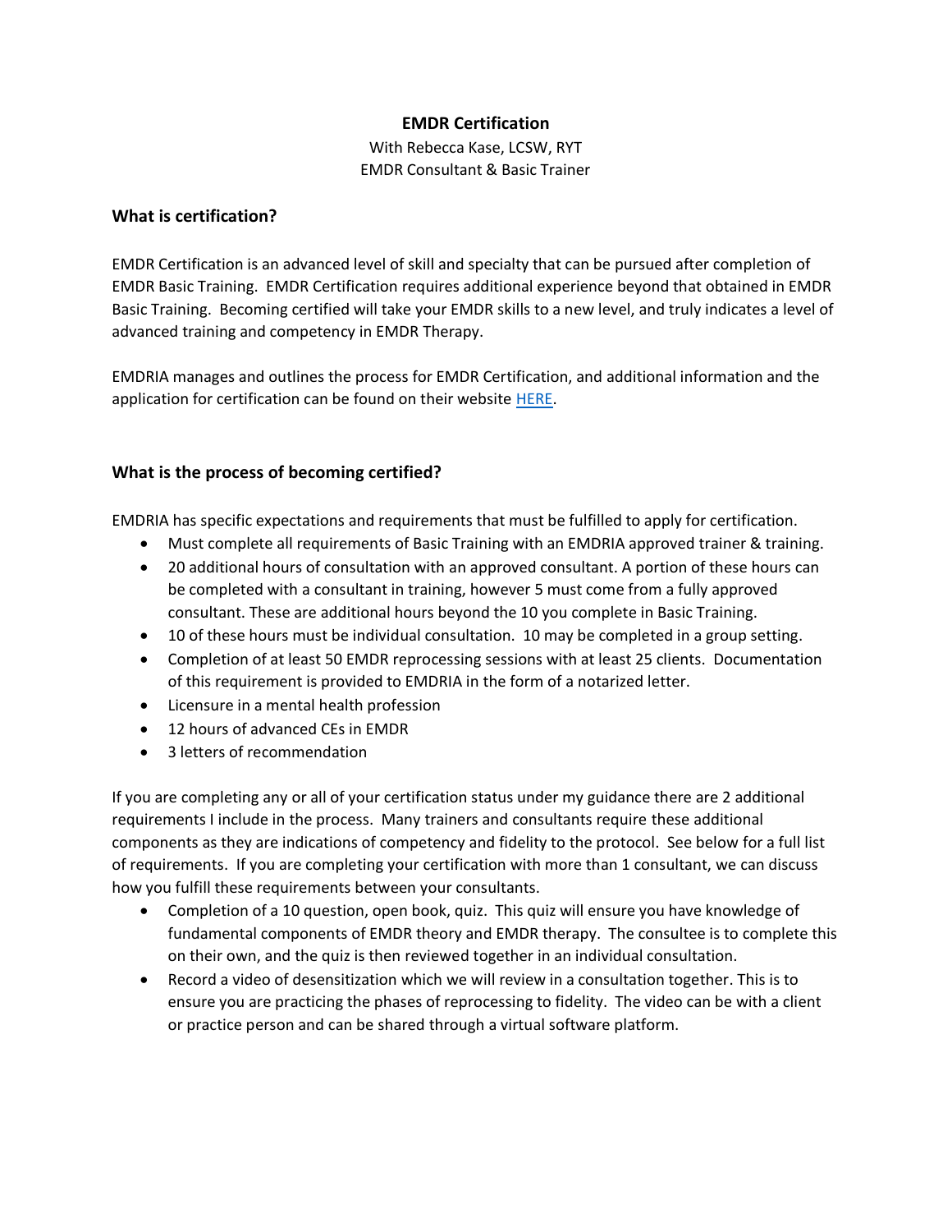# EMDR Certification

With Rebecca Kase, LCSW, RYT
EMDR Consultant & Basic Trainer

## What is certification?

EMDR Certification is an advanced level of skill and specialty that can be pursued after completion of EMDR Basic Training. EMDR Certification requires additional experience beyond that obtained in EMDR Basic Training. Becoming certified will take your EMDR skills to a new level, and truly indicates a level of advanced training and competency in EMDR Therapy.

EMDRIA manages and outlines the process for EMDR Certification, and additional information and the application for certification can be found on their website HERE.

## What is the process of becoming certified?

EMDRIA has specific expectations and requirements that must be fulfilled to apply for certification.

- Must complete all requirements of Basic Training with an EMDRIA approved trainer & training.
- 20 additional hours of consultation with an approved consultant. A portion of these hours can be completed with a consultant in training, however 5 must come from a fully approved consultant. These are additional hours beyond the 10 you complete in Basic Training.
- 10 of these hours must be individual consultation. 10 may be completed in a group setting.
- Completion of at least 50 EMDR reprocessing sessions with at least 25 clients. Documentation of this requirement is provided to EMDRIA in the form of a notarized letter.
- Licensure in a mental health profession
- 12 hours of advanced CEs in EMDR
- 3 letters of recommendation

If you are completing any or all of your certification status under my guidance there are 2 additional requirements I include in the process. Many trainers and consultants require these additional components as they are indications of competency and fidelity to the protocol. See below for a full list of requirements. If you are completing your certification with more than 1 consultant, we can discuss how you fulfill these requirements between your consultants.

- Completion of a 10 question, open book, quiz. This quiz will ensure you have knowledge of fundamental components of EMDR theory and EMDR therapy. The consultee is to complete this on their own, and the quiz is then reviewed together in an individual consultation.
- Record a video of desensitization which we will review in a consultation together. This is to ensure you are practicing the phases of reprocessing to fidelity. The video can be with a client or practice person and can be shared through a virtual software platform.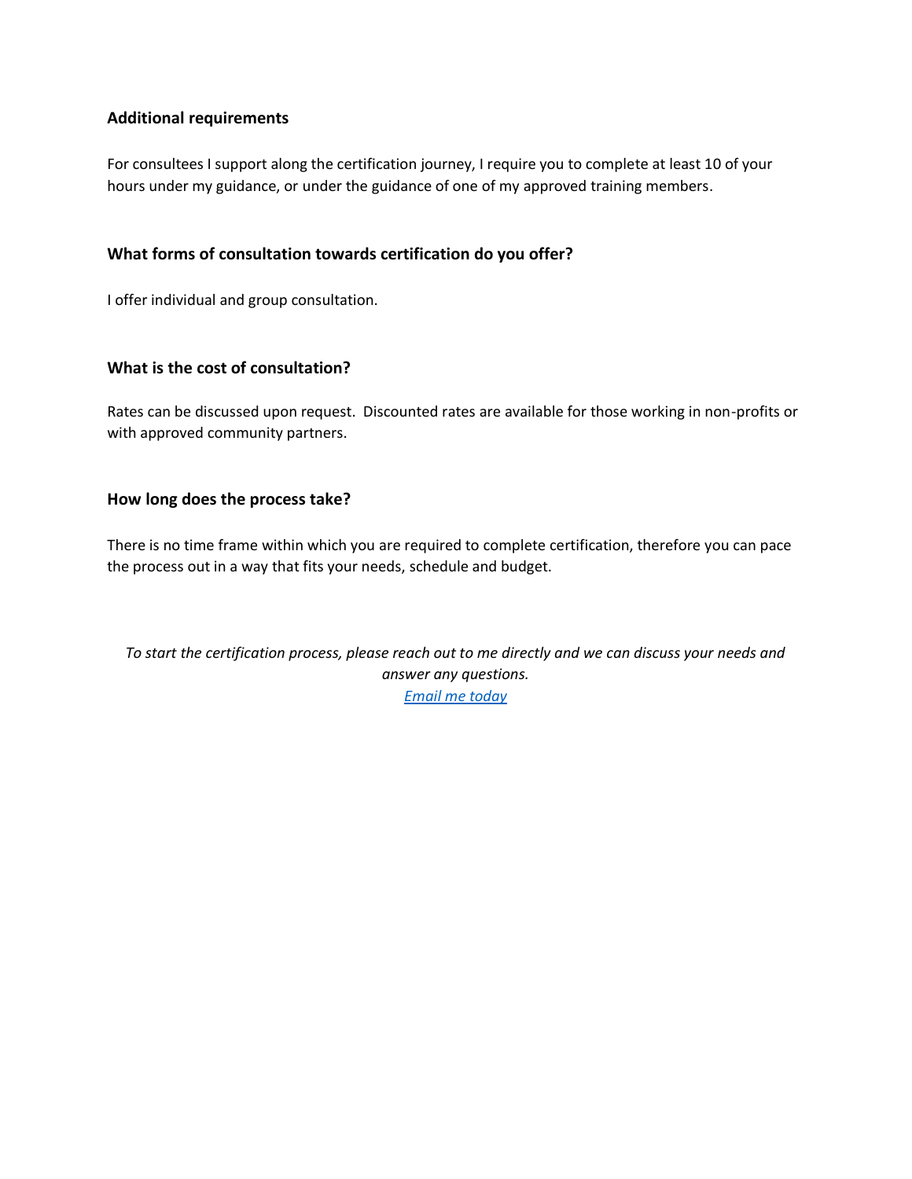### Additional requirements

For consultees I support along the certification journey, I require you to complete at least 10 of your hours under my guidance, or under the guidance of one of my approved training members.

### What forms of consultation towards certification do you offer?

I offer individual and group consultation.

### What is the cost of consultation?

Rates can be discussed upon request. Discounted rates are available for those working in non-profits or with approved community partners.

### How long does the process take?

There is no time frame within which you are required to complete certification, therefore you can pace the process out in a way that fits your needs, schedule and budget.

*To start the certification process, please reach out to me directly and we can discuss your needs and answer any questions.*

*Email me today*